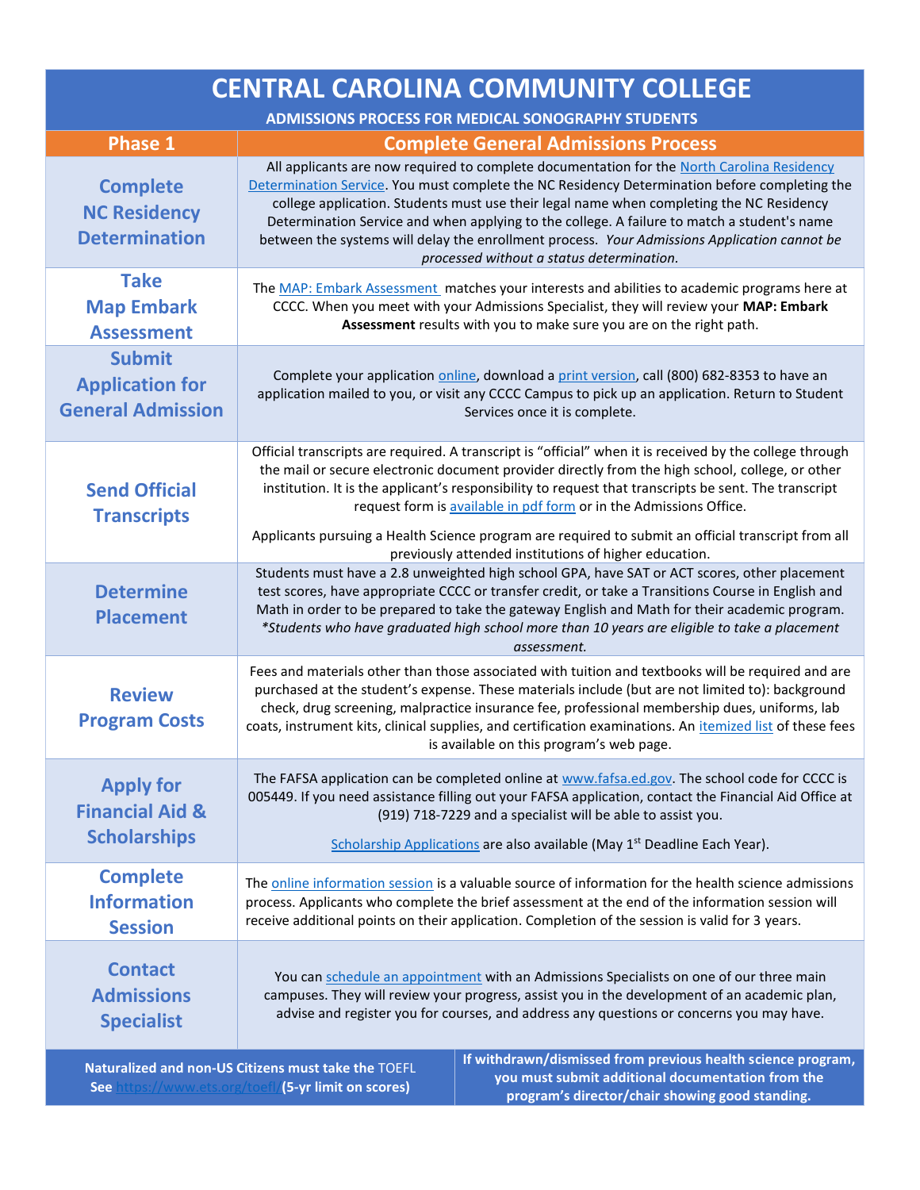# CENTRAL CAROLINA COMMUNITY COLLEGE

## ADMISSIONS PROCESS FOR MEDICAL SONOGRAPHY STUDENTS

| Phase 1 | Complete General Admissions Process |
|---|---|
| **Complete NC Residency Determination** | All applicants are now required to complete documentation for the North Carolina Residency Determination Service. You must complete the NC Residency Determination before completing the college application. Students must use their legal name when completing the NC Residency Determination Service and when applying to the college. A failure to match a student's name between the systems will delay the enrollment process. *Your Admissions Application cannot be processed without a status determination.* |
| **Take Map Embark Assessment** | The MAP: Embark Assessment matches your interests and abilities to academic programs here at CCCC. When you meet with your Admissions Specialist, they will review your **MAP: Embark Assessment** results with you to make sure you are on the right path. |
| **Submit Application for General Admission** | Complete your application online, download a print version, call (800) 682-8353 to have an application mailed to you, or visit any CCCC Campus to pick up an application. Return to Student Services once it is complete. |
| **Send Official Transcripts** | Official transcripts are required. A transcript is "official" when it is received by the college through the mail or secure electronic document provider directly from the high school, college, or other institution. It is the applicant's responsibility to request that transcripts be sent. The transcript request form is available in pdf form or in the Admissions Office.<br><br>Applicants pursuing a Health Science program are required to submit an official transcript from all previously attended institutions of higher education. |
| **Determine Placement** | Students must have a 2.8 unweighted high school GPA, have SAT or ACT scores, other placement test scores, have appropriate CCCC or transfer credit, or take a Transitions Course in English and Math in order to be prepared to take the gateway English and Math for their academic program. *\*Students who have graduated high school more than 10 years are eligible to take a placement assessment.* |
| **Review Program Costs** | Fees and materials other than those associated with tuition and textbooks will be required and are purchased at the student's expense. These materials include (but are not limited to): background check, drug screening, malpractice insurance fee, professional membership dues, uniforms, lab coats, instrument kits, clinical supplies, and certification examinations. An itemized list of these fees is available on this program's web page. |
| **Apply for Financial Aid & Scholarships** | The FAFSA application can be completed online at www.fafsa.ed.gov. The school code for CCCC is 005449. If you need assistance filling out your FAFSA application, contact the Financial Aid Office at (919) 718-7229 and a specialist will be able to assist you.<br><br>Scholarship Applications are also available (May 1st Deadline Each Year). |
| **Complete Information Session** | The online information session is a valuable source of information for the health science admissions process. Applicants who complete the brief assessment at the end of the information session will receive additional points on their application. Completion of the session is valid for 3 years. |
| **Contact Admissions Specialist** | You can schedule an appointment with an Admissions Specialists on one of our three main campuses. They will review your progress, assist you in the development of an academic plan, advise and register you for courses, and address any questions or concerns you may have. |

| | |
|---|---|
| **Naturalized and non-US Citizens must take the** TOEFL **See** https://www.ets.org/toefl/ **(5-yr limit on scores)** | **If withdrawn/dismissed from previous health science program, you must submit additional documentation from the program's director/chair showing good standing.** |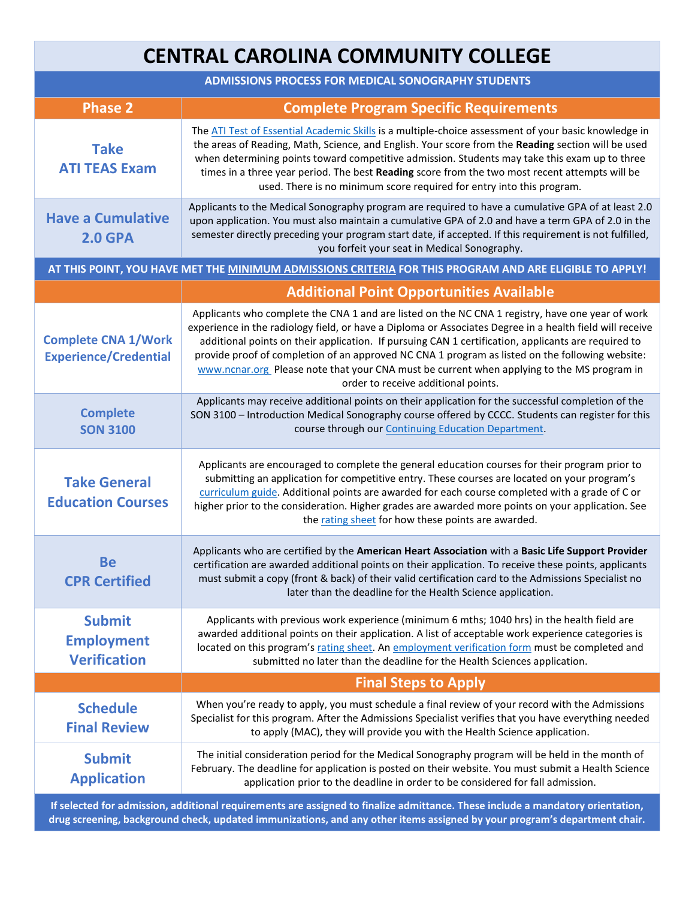# CENTRAL CAROLINA COMMUNITY COLLEGE

**ADMISSIONS PROCESS FOR MEDICAL SONOGRAPHY STUDENTS**

| Phase 2 | Complete Program Specific Requirements |
|---|---|
| **Take ATI TEAS Exam** | The ATI Test of Essential Academic Skills is a multiple-choice assessment of your basic knowledge in the areas of Reading, Math, Science, and English. Your score from the **Reading** section will be used when determining points toward competitive admission. Students may take this exam up to three times in a three year period. The best **Reading** score from the two most recent attempts will be used. There is no minimum score required for entry into this program. |
| **Have a Cumulative 2.0 GPA** | Applicants to the Medical Sonography program are required to have a cumulative GPA of at least 2.0 upon application. You must also maintain a cumulative GPA of 2.0 and have a term GPA of 2.0 in the semester directly preceding your program start date, if accepted. If this requirement is not fulfilled, you forfeit your seat in Medical Sonography. |

**AT THIS POINT, YOU HAVE MET THE MINIMUM ADMISSIONS CRITERIA FOR THIS PROGRAM AND ARE ELIGIBLE TO APPLY!**

| | Additional Point Opportunities Available |
|---|---|
| **Complete CNA 1/Work Experience/Credential** | Applicants who complete the CNA 1 and are listed on the NC CNA 1 registry, have one year of work experience in the radiology field, or have a Diploma or Associates Degree in a health field will receive additional points on their application. If pursuing CAN 1 certification, applicants are required to provide proof of completion of an approved NC CNA 1 program as listed on the following website: www.ncnar.org Please note that your CNA must be current when applying to the MS program in order to receive additional points. |
| **Complete SON 3100** | Applicants may receive additional points on their application for the successful completion of the SON 3100 – Introduction Medical Sonography course offered by CCCC. Students can register for this course through our Continuing Education Department. |
| **Take General Education Courses** | Applicants are encouraged to complete the general education courses for their program prior to submitting an application for competitive entry. These courses are located on your program's curriculum guide. Additional points are awarded for each course completed with a grade of C or higher prior to the consideration. Higher grades are awarded more points on your application. See the rating sheet for how these points are awarded. |
| **Be CPR Certified** | Applicants who are certified by the **American Heart Association** with a **Basic Life Support Provider** certification are awarded additional points on their application. To receive these points, applicants must submit a copy (front & back) of their valid certification card to the Admissions Specialist no later than the deadline for the Health Science application. |
| **Submit Employment Verification** | Applicants with previous work experience (minimum 6 mths; 1040 hrs) in the health field are awarded additional points on their application. A list of acceptable work experience categories is located on this program's rating sheet. An employment verification form must be completed and submitted no later than the deadline for the Health Sciences application. |

| | Final Steps to Apply |
|---|---|
| **Schedule Final Review** | When you're ready to apply, you must schedule a final review of your record with the Admissions Specialist for this program. After the Admissions Specialist verifies that you have everything needed to apply (MAC), they will provide you with the Health Science application. |
| **Submit Application** | The initial consideration period for the Medical Sonography program will be held in the month of February. The deadline for application is posted on their website. You must submit a Health Science application prior to the deadline in order to be considered for fall admission. |

**If selected for admission, additional requirements are assigned to finalize admittance. These include a mandatory orientation, drug screening, background check, updated immunizations, and any other items assigned by your program's department chair.**